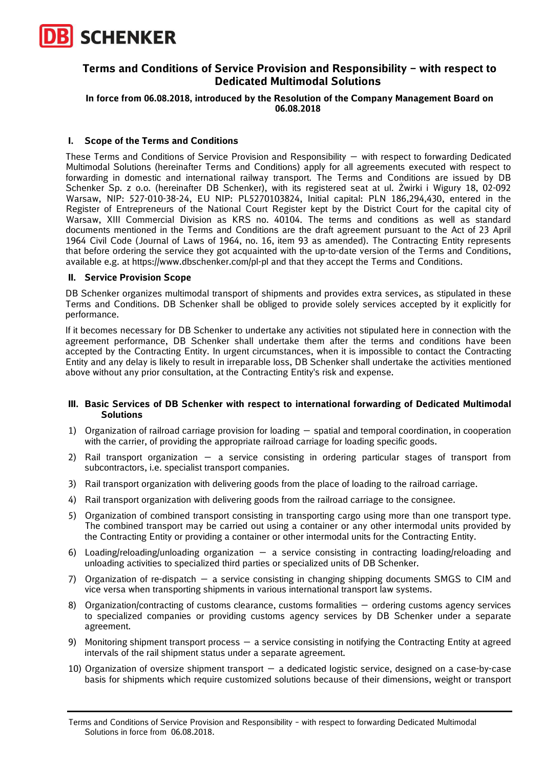# Terms and Conditions of Service Provision and Responsibility – with respect to Dedicated Multimodal Solutions

**In force from 06.08.2018, introduced by the Resolution of the Company Management Board on 06.08.2018**

## I. Scope of the Terms and Conditions

These Terms and Conditions of Service Provision and Responsibility – with respect to forwarding Dedicated Multimodal Solutions (hereinafter Terms and Conditions) apply for all agreements executed with respect to forwarding in domestic and international railway transport. The Terms and Conditions are issued by DB Schenker Sp. z o.o. (hereinafter DB Schenker), with its registered seat at ul. Żwirki i Wigury 18, 02-092 Warsaw, NIP: 527-010-38-24, EU NIP: PL5270103824, Initial capital: PLN 186,294,430, entered in the Register of Entrepreneurs of the National Court Register kept by the District Court for the capital city of Warsaw, XIII Commercial Division as KRS no. 40104. The terms and conditions as well as standard documents mentioned in the Terms and Conditions are the draft agreement pursuant to the Act of 23 April 1964 Civil Code (Journal of Laws of 1964, no. 16, item 93 as amended). The Contracting Entity represents that before ordering the service they got acquainted with the up-to-date version of the Terms and Conditions, available e.g. at https://www.dbschenker.com/pl-pl and that they accept the Terms and Conditions.

## II. Service Provision Scope

DB Schenker organizes multimodal transport of shipments and provides extra services, as stipulated in these Terms and Conditions. DB Schenker shall be obliged to provide solely services accepted by it explicitly for performance.

If it becomes necessary for DB Schenker to undertake any activities not stipulated here in connection with the agreement performance, DB Schenker shall undertake them after the terms and conditions have been accepted by the Contracting Entity. In urgent circumstances, when it is impossible to contact the Contracting Entity and any delay is likely to result in irreparable loss, DB Schenker shall undertake the activities mentioned above without any prior consultation, at the Contracting Entity's risk and expense.

## III. Basic Services of DB Schenker with respect to international forwarding of Dedicated Multimodal Solutions

1) Organization of railroad carriage provision for loading – spatial and temporal coordination, in cooperation with the carrier, of providing the appropriate railroad carriage for loading specific goods.
2) Rail transport organization – a service consisting in ordering particular stages of transport from subcontractors, i.e. specialist transport companies.
3) Rail transport organization with delivering goods from the place of loading to the railroad carriage.
4) Rail transport organization with delivering goods from the railroad carriage to the consignee.
5) Organization of combined transport consisting in transporting cargo using more than one transport type. The combined transport may be carried out using a container or any other intermodal units provided by the Contracting Entity or providing a container or other intermodal units for the Contracting Entity.
6) Loading/reloading/unloading organization – a service consisting in contracting loading/reloading and unloading activities to specialized third parties or specialized units of DB Schenker.
7) Organization of re-dispatch – a service consisting in changing shipping documents SMGS to CIM and vice versa when transporting shipments in various international transport law systems.
8) Organization/contracting of customs clearance, customs formalities – ordering customs agency services to specialized companies or providing customs agency services by DB Schenker under a separate agreement.
9) Monitoring shipment transport process – a service consisting in notifying the Contracting Entity at agreed intervals of the rail shipment status under a separate agreement.
10) Organization of oversize shipment transport – a dedicated logistic service, designed on a case-by-case basis for shipments which require customized solutions because of their dimensions, weight or transport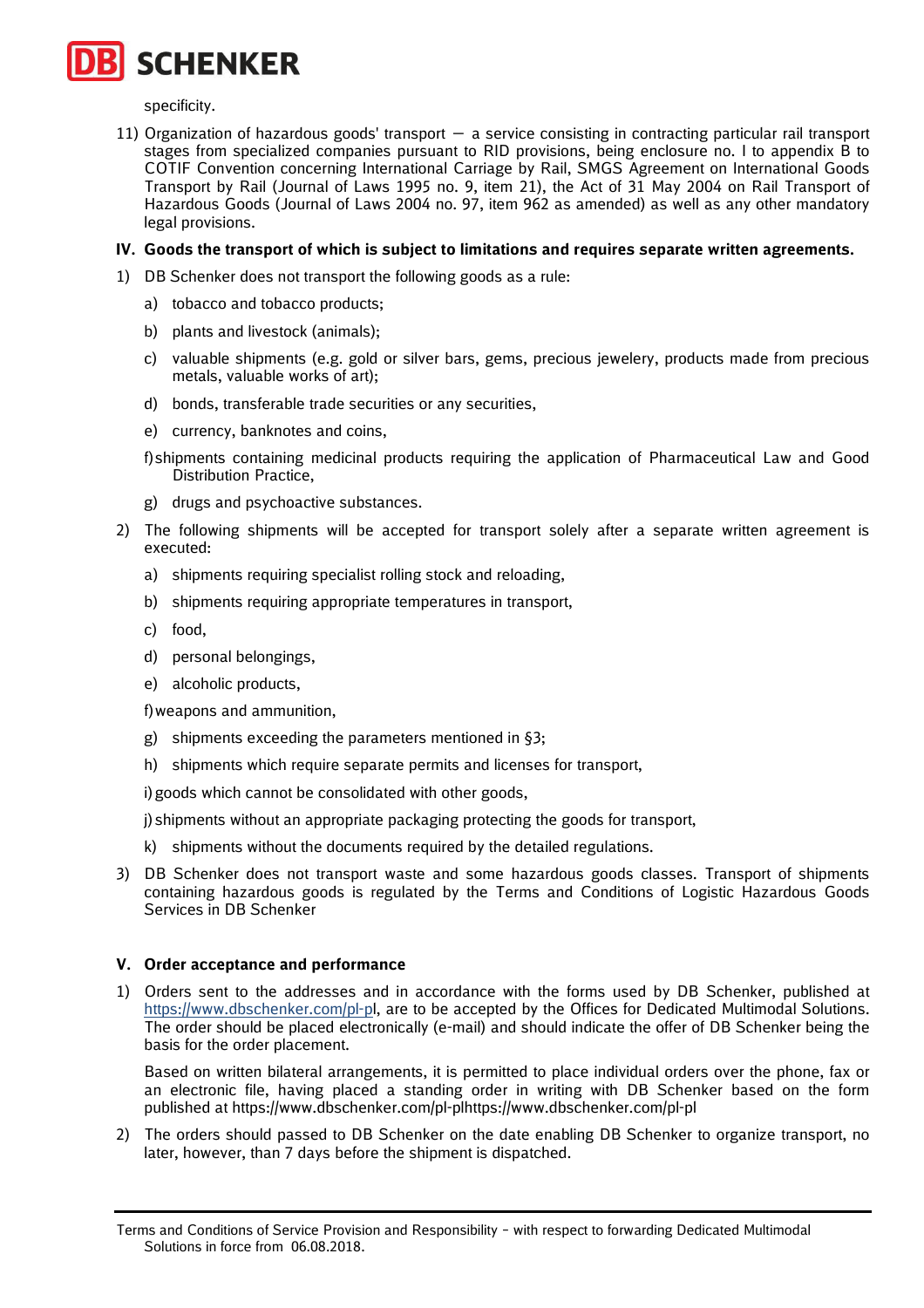specificity.

11) Organization of hazardous goods' transport — a service consisting in contracting particular rail transport stages from specialized companies pursuant to RID provisions, being enclosure no. I to appendix B to COTIF Convention concerning International Carriage by Rail, SMGS Agreement on International Goods Transport by Rail (Journal of Laws 1995 no. 9, item 21), the Act of 31 May 2004 on Rail Transport of Hazardous Goods (Journal of Laws 2004 no. 97, item 962 as amended) as well as any other mandatory legal provisions.

## IV. Goods the transport of which is subject to limitations and requires separate written agreements.

1) DB Schenker does not transport the following goods as a rule:
   a) tobacco and tobacco products;
   b) plants and livestock (animals);
   c) valuable shipments (e.g. gold or silver bars, gems, precious jewelery, products made from precious metals, valuable works of art);
   d) bonds, transferable trade securities or any securities,
   e) currency, banknotes and coins,
   f) shipments containing medicinal products requiring the application of Pharmaceutical Law and Good Distribution Practice,
   g) drugs and psychoactive substances.
2) The following shipments will be accepted for transport solely after a separate written agreement is executed:
   a) shipments requiring specialist rolling stock and reloading,
   b) shipments requiring appropriate temperatures in transport,
   c) food,
   d) personal belongings,
   e) alcoholic products,
   f) weapons and ammunition,
   g) shipments exceeding the parameters mentioned in §3;
   h) shipments which require separate permits and licenses for transport,
   i) goods which cannot be consolidated with other goods,
   j) shipments without an appropriate packaging protecting the goods for transport,
   k) shipments without the documents required by the detailed regulations.
3) DB Schenker does not transport waste and some hazardous goods classes. Transport of shipments containing hazardous goods is regulated by the Terms and Conditions of Logistic Hazardous Goods Services in DB Schenker

## V. Order acceptance and performance

1) Orders sent to the addresses and in accordance with the forms used by DB Schenker, published at https://www.dbschenker.com/pl-pl, are to be accepted by the Offices for Dedicated Multimodal Solutions. The order should be placed electronically (e-mail) and should indicate the offer of DB Schenker being the basis for the order placement.

   Based on written bilateral arrangements, it is permitted to place individual orders over the phone, fax or an electronic file, having placed a standing order in writing with DB Schenker based on the form published at https://www.dbschenker.com/pl-plhttps://www.dbschenker.com/pl-pl
2) The orders should passed to DB Schenker on the date enabling DB Schenker to organize transport, no later, however, than 7 days before the shipment is dispatched.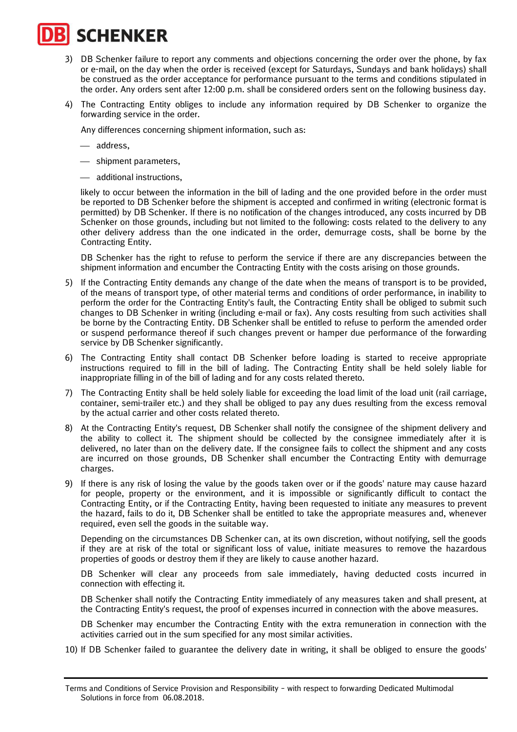3) DB Schenker failure to report any comments and objections concerning the order over the phone, by fax or e-mail, on the day when the order is received (except for Saturdays, Sundays and bank holidays) shall be construed as the order acceptance for performance pursuant to the terms and conditions stipulated in the order. Any orders sent after 12:00 p.m. shall be considered orders sent on the following business day.

4) The Contracting Entity obliges to include any information required by DB Schenker to organize the forwarding service in the order.

   Any differences concerning shipment information, such as:

   - address,
   - shipment parameters,
   - additional instructions,

   likely to occur between the information in the bill of lading and the one provided before in the order must be reported to DB Schenker before the shipment is accepted and confirmed in writing (electronic format is permitted) by DB Schenker. If there is no notification of the changes introduced, any costs incurred by DB Schenker on those grounds, including but not limited to the following: costs related to the delivery to any other delivery address than the one indicated in the order, demurrage costs, shall be borne by the Contracting Entity.

   DB Schenker has the right to refuse to perform the service if there are any discrepancies between the shipment information and encumber the Contracting Entity with the costs arising on those grounds.

5) If the Contracting Entity demands any change of the date when the means of transport is to be provided, of the means of transport type, of other material terms and conditions of order performance, in inability to perform the order for the Contracting Entity's fault, the Contracting Entity shall be obliged to submit such changes to DB Schenker in writing (including e-mail or fax). Any costs resulting from such activities shall be borne by the Contracting Entity. DB Schenker shall be entitled to refuse to perform the amended order or suspend performance thereof if such changes prevent or hamper due performance of the forwarding service by DB Schenker significantly.

6) The Contracting Entity shall contact DB Schenker before loading is started to receive appropriate instructions required to fill in the bill of lading. The Contracting Entity shall be held solely liable for inappropriate filling in of the bill of lading and for any costs related thereto.

7) The Contracting Entity shall be held solely liable for exceeding the load limit of the load unit (rail carriage, container, semi-trailer etc.) and they shall be obliged to pay any dues resulting from the excess removal by the actual carrier and other costs related thereto.

8) At the Contracting Entity's request, DB Schenker shall notify the consignee of the shipment delivery and the ability to collect it. The shipment should be collected by the consignee immediately after it is delivered, no later than on the delivery date. If the consignee fails to collect the shipment and any costs are incurred on those grounds, DB Schenker shall encumber the Contracting Entity with demurrage charges.

9) If there is any risk of losing the value by the goods taken over or if the goods' nature may cause hazard for people, property or the environment, and it is impossible or significantly difficult to contact the Contracting Entity, or if the Contracting Entity, having been requested to initiate any measures to prevent the hazard, fails to do it, DB Schenker shall be entitled to take the appropriate measures and, whenever required, even sell the goods in the suitable way.

   Depending on the circumstances DB Schenker can, at its own discretion, without notifying, sell the goods if they are at risk of the total or significant loss of value, initiate measures to remove the hazardous properties of goods or destroy them if they are likely to cause another hazard.

   DB Schenker will clear any proceeds from sale immediately, having deducted costs incurred in connection with effecting it.

   DB Schenker shall notify the Contracting Entity immediately of any measures taken and shall present, at the Contracting Entity's request, the proof of expenses incurred in connection with the above measures.

   DB Schenker may encumber the Contracting Entity with the extra remuneration in connection with the activities carried out in the sum specified for any most similar activities.

10) If DB Schenker failed to guarantee the delivery date in writing, it shall be obliged to ensure the goods'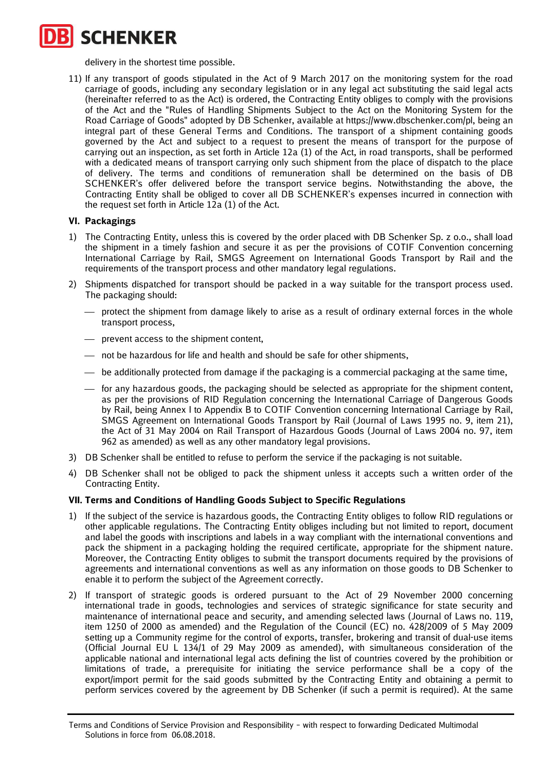delivery in the shortest time possible.

11) If any transport of goods stipulated in the Act of 9 March 2017 on the monitoring system for the road carriage of goods, including any secondary legislation or in any legal act substituting the said legal acts (hereinafter referred to as the Act) is ordered, the Contracting Entity obliges to comply with the provisions of the Act and the "Rules of Handling Shipments Subject to the Act on the Monitoring System for the Road Carriage of Goods" adopted by DB Schenker, available at https://www.dbschenker.com/pl, being an integral part of these General Terms and Conditions. The transport of a shipment containing goods governed by the Act and subject to a request to present the means of transport for the purpose of carrying out an inspection, as set forth in Article 12a (1) of the Act, in road transports, shall be performed with a dedicated means of transport carrying only such shipment from the place of dispatch to the place of delivery. The terms and conditions of remuneration shall be determined on the basis of DB SCHENKER's offer delivered before the transport service begins. Notwithstanding the above, the Contracting Entity shall be obliged to cover all DB SCHENKER's expenses incurred in connection with the request set forth in Article 12a (1) of the Act.

## VI. Packagings

1) The Contracting Entity, unless this is covered by the order placed with DB Schenker Sp. z o.o., shall load the shipment in a timely fashion and secure it as per the provisions of COTIF Convention concerning International Carriage by Rail, SMGS Agreement on International Goods Transport by Rail and the requirements of the transport process and other mandatory legal regulations.

2) Shipments dispatched for transport should be packed in a way suitable for the transport process used. The packaging should:

   - protect the shipment from damage likely to arise as a result of ordinary external forces in the whole transport process,
   - prevent access to the shipment content,
   - not be hazardous for life and health and should be safe for other shipments,
   - be additionally protected from damage if the packaging is a commercial packaging at the same time,
   - for any hazardous goods, the packaging should be selected as appropriate for the shipment content, as per the provisions of RID Regulation concerning the International Carriage of Dangerous Goods by Rail, being Annex I to Appendix B to COTIF Convention concerning International Carriage by Rail, SMGS Agreement on International Goods Transport by Rail (Journal of Laws 1995 no. 9, item 21), the Act of 31 May 2004 on Rail Transport of Hazardous Goods (Journal of Laws 2004 no. 97, item 962 as amended) as well as any other mandatory legal provisions.

3) DB Schenker shall be entitled to refuse to perform the service if the packaging is not suitable.

4) DB Schenker shall not be obliged to pack the shipment unless it accepts such a written order of the Contracting Entity.

## VII. Terms and Conditions of Handling Goods Subject to Specific Regulations

1) If the subject of the service is hazardous goods, the Contracting Entity obliges to follow RID regulations or other applicable regulations. The Contracting Entity obliges including but not limited to report, document and label the goods with inscriptions and labels in a way compliant with the international conventions and pack the shipment in a packaging holding the required certificate, appropriate for the shipment nature. Moreover, the Contracting Entity obliges to submit the transport documents required by the provisions of agreements and international conventions as well as any information on those goods to DB Schenker to enable it to perform the subject of the Agreement correctly.

2) If transport of strategic goods is ordered pursuant to the Act of 29 November 2000 concerning international trade in goods, technologies and services of strategic significance for state security and maintenance of international peace and security, and amending selected laws (Journal of Laws no. 119, item 1250 of 2000 as amended) and the Regulation of the Council (EC) no. 428/2009 of 5 May 2009 setting up a Community regime for the control of exports, transfer, brokering and transit of dual-use items (Official Journal EU L 134/1 of 29 May 2009 as amended), with simultaneous consideration of the applicable national and international legal acts defining the list of countries covered by the prohibition or limitations of trade, a prerequisite for initiating the service performance shall be a copy of the export/import permit for the said goods submitted by the Contracting Entity and obtaining a permit to perform services covered by the agreement by DB Schenker (if such a permit is required). At the same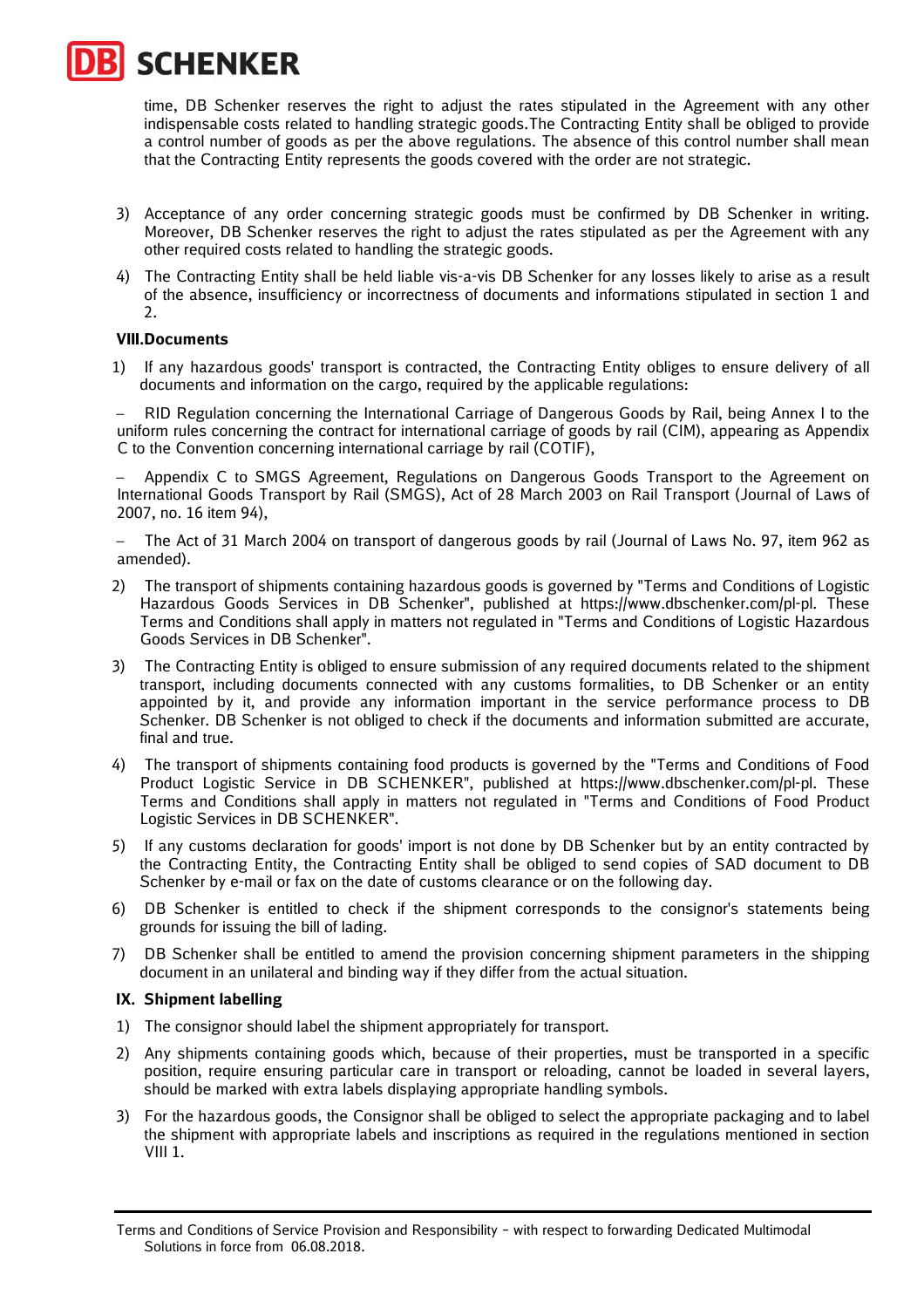time, DB Schenker reserves the right to adjust the rates stipulated in the Agreement with any other indispensable costs related to handling strategic goods.The Contracting Entity shall be obliged to provide a control number of goods as per the above regulations. The absence of this control number shall mean that the Contracting Entity represents the goods covered with the order are not strategic.

3) Acceptance of any order concerning strategic goods must be confirmed by DB Schenker in writing. Moreover, DB Schenker reserves the right to adjust the rates stipulated as per the Agreement with any other required costs related to handling the strategic goods.
4) The Contracting Entity shall be held liable vis-a-vis DB Schenker for any losses likely to arise as a result of the absence, insufficiency or incorrectness of documents and informations stipulated in section 1 and 2.

## VIII.Documents

1) If any hazardous goods' transport is contracted, the Contracting Entity obliges to ensure delivery of all documents and information on the cargo, required by the applicable regulations:

– RID Regulation concerning the International Carriage of Dangerous Goods by Rail, being Annex I to the uniform rules concerning the contract for international carriage of goods by rail (CIM), appearing as Appendix C to the Convention concerning international carriage by rail (COTIF),

– Appendix C to SMGS Agreement, Regulations on Dangerous Goods Transport to the Agreement on International Goods Transport by Rail (SMGS), Act of 28 March 2003 on Rail Transport (Journal of Laws of 2007, no. 16 item 94),

– The Act of 31 March 2004 on transport of dangerous goods by rail (Journal of Laws No. 97, item 962 as amended).

2) The transport of shipments containing hazardous goods is governed by "Terms and Conditions of Logistic Hazardous Goods Services in DB Schenker", published at https://www.dbschenker.com/pl-pl. These Terms and Conditions shall apply in matters not regulated in "Terms and Conditions of Logistic Hazardous Goods Services in DB Schenker".
3) The Contracting Entity is obliged to ensure submission of any required documents related to the shipment transport, including documents connected with any customs formalities, to DB Schenker or an entity appointed by it, and provide any information important in the service performance process to DB Schenker. DB Schenker is not obliged to check if the documents and information submitted are accurate, final and true.
4) The transport of shipments containing food products is governed by the "Terms and Conditions of Food Product Logistic Service in DB SCHENKER", published at https://www.dbschenker.com/pl-pl. These Terms and Conditions shall apply in matters not regulated in "Terms and Conditions of Food Product Logistic Services in DB SCHENKER".
5) If any customs declaration for goods' import is not done by DB Schenker but by an entity contracted by the Contracting Entity, the Contracting Entity shall be obliged to send copies of SAD document to DB Schenker by e-mail or fax on the date of customs clearance or on the following day.
6) DB Schenker is entitled to check if the shipment corresponds to the consignor's statements being grounds for issuing the bill of lading.
7) DB Schenker shall be entitled to amend the provision concerning shipment parameters in the shipping document in an unilateral and binding way if they differ from the actual situation.

## IX. Shipment labelling

1) The consignor should label the shipment appropriately for transport.
2) Any shipments containing goods which, because of their properties, must be transported in a specific position, require ensuring particular care in transport or reloading, cannot be loaded in several layers, should be marked with extra labels displaying appropriate handling symbols.
3) For the hazardous goods, the Consignor shall be obliged to select the appropriate packaging and to label the shipment with appropriate labels and inscriptions as required in the regulations mentioned in section VIII 1.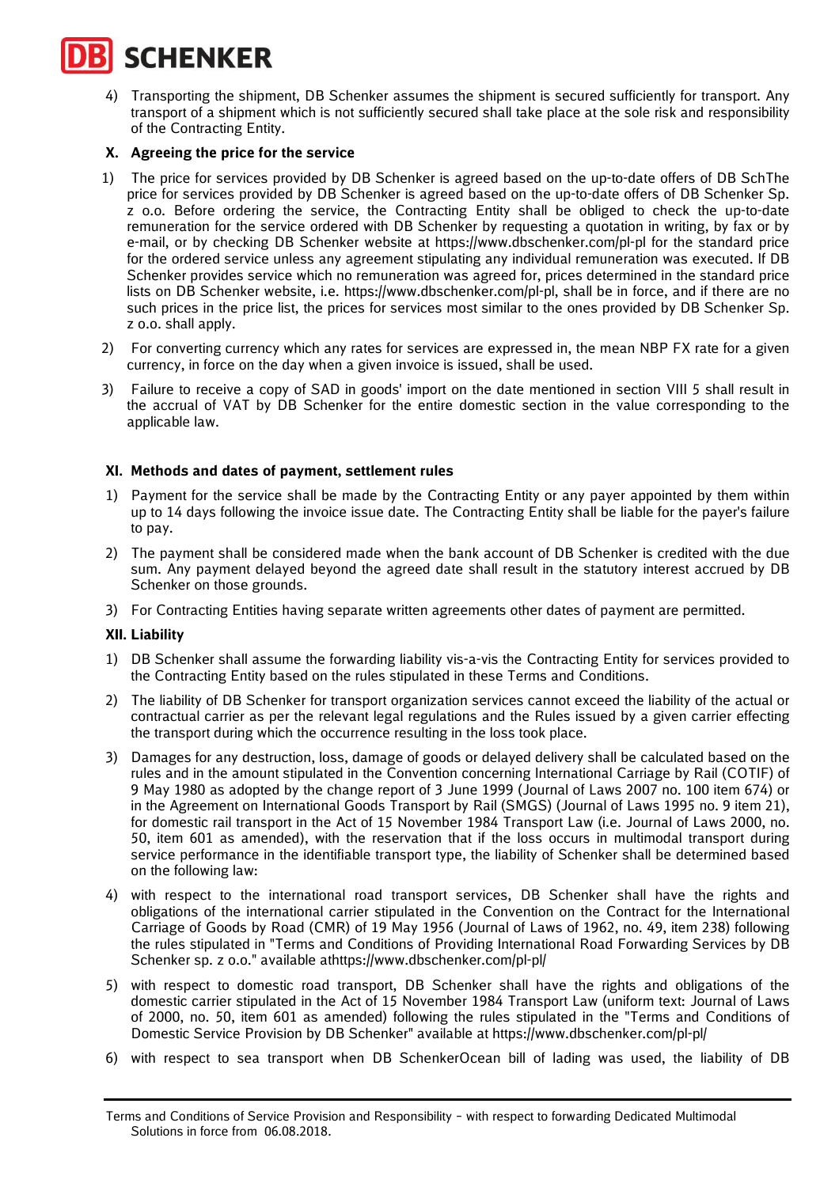4) Transporting the shipment, DB Schenker assumes the shipment is secured sufficiently for transport. Any transport of a shipment which is not sufficiently secured shall take place at the sole risk and responsibility of the Contracting Entity.

## X. Agreeing the price for the service

1) The price for services provided by DB Schenker is agreed based on the up-to-date offers of DB SchThe price for services provided by DB Schenker is agreed based on the up-to-date offers of DB Schenker Sp. z o.o. Before ordering the service, the Contracting Entity shall be obliged to check the up-to-date remuneration for the service ordered with DB Schenker by requesting a quotation in writing, by fax or by e-mail, or by checking DB Schenker website at https://www.dbschenker.com/pl-pl for the standard price for the ordered service unless any agreement stipulating any individual remuneration was executed. If DB Schenker provides service which no remuneration was agreed for, prices determined in the standard price lists on DB Schenker website, i.e. https://www.dbschenker.com/pl-pl, shall be in force, and if there are no such prices in the price list, the prices for services most similar to the ones provided by DB Schenker Sp. z o.o. shall apply.

2) For converting currency which any rates for services are expressed in, the mean NBP FX rate for a given currency, in force on the day when a given invoice is issued, shall be used.

3) Failure to receive a copy of SAD in goods' import on the date mentioned in section VIII 5 shall result in the accrual of VAT by DB Schenker for the entire domestic section in the value corresponding to the applicable law.

## XI. Methods and dates of payment, settlement rules

1) Payment for the service shall be made by the Contracting Entity or any payer appointed by them within up to 14 days following the invoice issue date. The Contracting Entity shall be liable for the payer's failure to pay.

2) The payment shall be considered made when the bank account of DB Schenker is credited with the due sum. Any payment delayed beyond the agreed date shall result in the statutory interest accrued by DB Schenker on those grounds.

3) For Contracting Entities having separate written agreements other dates of payment are permitted.

## XII. Liability

1) DB Schenker shall assume the forwarding liability vis-a-vis the Contracting Entity for services provided to the Contracting Entity based on the rules stipulated in these Terms and Conditions.

2) The liability of DB Schenker for transport organization services cannot exceed the liability of the actual or contractual carrier as per the relevant legal regulations and the Rules issued by a given carrier effecting the transport during which the occurrence resulting in the loss took place.

3) Damages for any destruction, loss, damage of goods or delayed delivery shall be calculated based on the rules and in the amount stipulated in the Convention concerning International Carriage by Rail (COTIF) of 9 May 1980 as adopted by the change report of 3 June 1999 (Journal of Laws 2007 no. 100 item 674) or in the Agreement on International Goods Transport by Rail (SMGS) (Journal of Laws 1995 no. 9 item 21), for domestic rail transport in the Act of 15 November 1984 Transport Law (i.e. Journal of Laws 2000, no. 50, item 601 as amended), with the reservation that if the loss occurs in multimodal transport during service performance in the identifiable transport type, the liability of Schenker shall be determined based on the following law:

4) with respect to the international road transport services, DB Schenker shall have the rights and obligations of the international carrier stipulated in the Convention on the Contract for the International Carriage of Goods by Road (CMR) of 19 May 1956 (Journal of Laws of 1962, no. 49, item 238) following the rules stipulated in "Terms and Conditions of Providing International Road Forwarding Services by DB Schenker sp. z o.o." available athttps://www.dbschenker.com/pl-pl/

5) with respect to domestic road transport, DB Schenker shall have the rights and obligations of the domestic carrier stipulated in the Act of 15 November 1984 Transport Law (uniform text: Journal of Laws of 2000, no. 50, item 601 as amended) following the rules stipulated in the "Terms and Conditions of Domestic Service Provision by DB Schenker" available at https://www.dbschenker.com/pl-pl/

6) with respect to sea transport when DB SchenkerOcean bill of lading was used, the liability of DB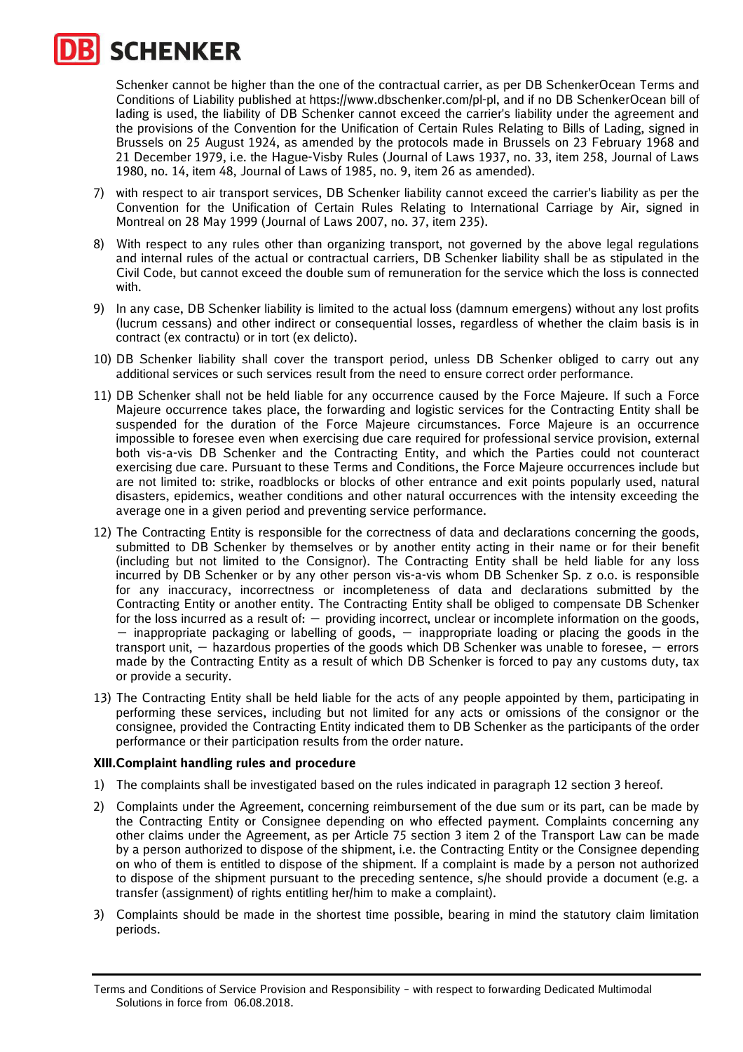Schenker cannot be higher than the one of the contractual carrier, as per DB SchenkerOcean Terms and Conditions of Liability published at https://www.dbschenker.com/pl-pl, and if no DB SchenkerOcean bill of lading is used, the liability of DB Schenker cannot exceed the carrier's liability under the agreement and the provisions of the Convention for the Unification of Certain Rules Relating to Bills of Lading, signed in Brussels on 25 August 1924, as amended by the protocols made in Brussels on 23 February 1968 and 21 December 1979, i.e. the Hague-Visby Rules (Journal of Laws 1937, no. 33, item 258, Journal of Laws 1980, no. 14, item 48, Journal of Laws of 1985, no. 9, item 26 as amended).

7) with respect to air transport services, DB Schenker liability cannot exceed the carrier's liability as per the Convention for the Unification of Certain Rules Relating to International Carriage by Air, signed in Montreal on 28 May 1999 (Journal of Laws 2007, no. 37, item 235).

8) With respect to any rules other than organizing transport, not governed by the above legal regulations and internal rules of the actual or contractual carriers, DB Schenker liability shall be as stipulated in the Civil Code, but cannot exceed the double sum of remuneration for the service which the loss is connected with.

9) In any case, DB Schenker liability is limited to the actual loss (damnum emergens) without any lost profits (lucrum cessans) and other indirect or consequential losses, regardless of whether the claim basis is in contract (ex contractu) or in tort (ex delicto).

10) DB Schenker liability shall cover the transport period, unless DB Schenker obliged to carry out any additional services or such services result from the need to ensure correct order performance.

11) DB Schenker shall not be held liable for any occurrence caused by the Force Majeure. If such a Force Majeure occurrence takes place, the forwarding and logistic services for the Contracting Entity shall be suspended for the duration of the Force Majeure circumstances. Force Majeure is an occurrence impossible to foresee even when exercising due care required for professional service provision, external both vis-a-vis DB Schenker and the Contracting Entity, and which the Parties could not counteract exercising due care. Pursuant to these Terms and Conditions, the Force Majeure occurrences include but are not limited to: strike, roadblocks or blocks of other entrance and exit points popularly used, natural disasters, epidemics, weather conditions and other natural occurrences with the intensity exceeding the average one in a given period and preventing service performance.

12) The Contracting Entity is responsible for the correctness of data and declarations concerning the goods, submitted to DB Schenker by themselves or by another entity acting in their name or for their benefit (including but not limited to the Consignor). The Contracting Entity shall be held liable for any loss incurred by DB Schenker or by any other person vis-a-vis whom DB Schenker Sp. z o.o. is responsible for any inaccuracy, incorrectness or incompleteness of data and declarations submitted by the Contracting Entity or another entity. The Contracting Entity shall be obliged to compensate DB Schenker for the loss incurred as a result of: – providing incorrect, unclear or incomplete information on the goods, – inappropriate packaging or labelling of goods, – inappropriate loading or placing the goods in the transport unit, – hazardous properties of the goods which DB Schenker was unable to foresee, – errors made by the Contracting Entity as a result of which DB Schenker is forced to pay any customs duty, tax or provide a security.

13) The Contracting Entity shall be held liable for the acts of any people appointed by them, participating in performing these services, including but not limited to for any acts or omissions of the consignor or the consignee, provided the Contracting Entity indicated them to DB Schenker as the participants of the order performance or their participation results from the order nature.

### XIII. Complaint handling rules and procedure

1) The complaints shall be investigated based on the rules indicated in paragraph 12 section 3 hereof.

2) Complaints under the Agreement, concerning reimbursement of the due sum or its part, can be made by the Contracting Entity or Consignee depending on who effected payment. Complaints concerning any other claims under the Agreement, as per Article 75 section 3 item 2 of the Transport Law can be made by a person authorized to dispose of the shipment, i.e. the Contracting Entity or the Consignee depending on who of them is entitled to dispose of the shipment. If a complaint is made by a person not authorized to dispose of the shipment pursuant to the preceding sentence, s/he should provide a document (e.g. a transfer (assignment) of rights entitling her/him to make a complaint).

3) Complaints should be made in the shortest time possible, bearing in mind the statutory claim limitation periods.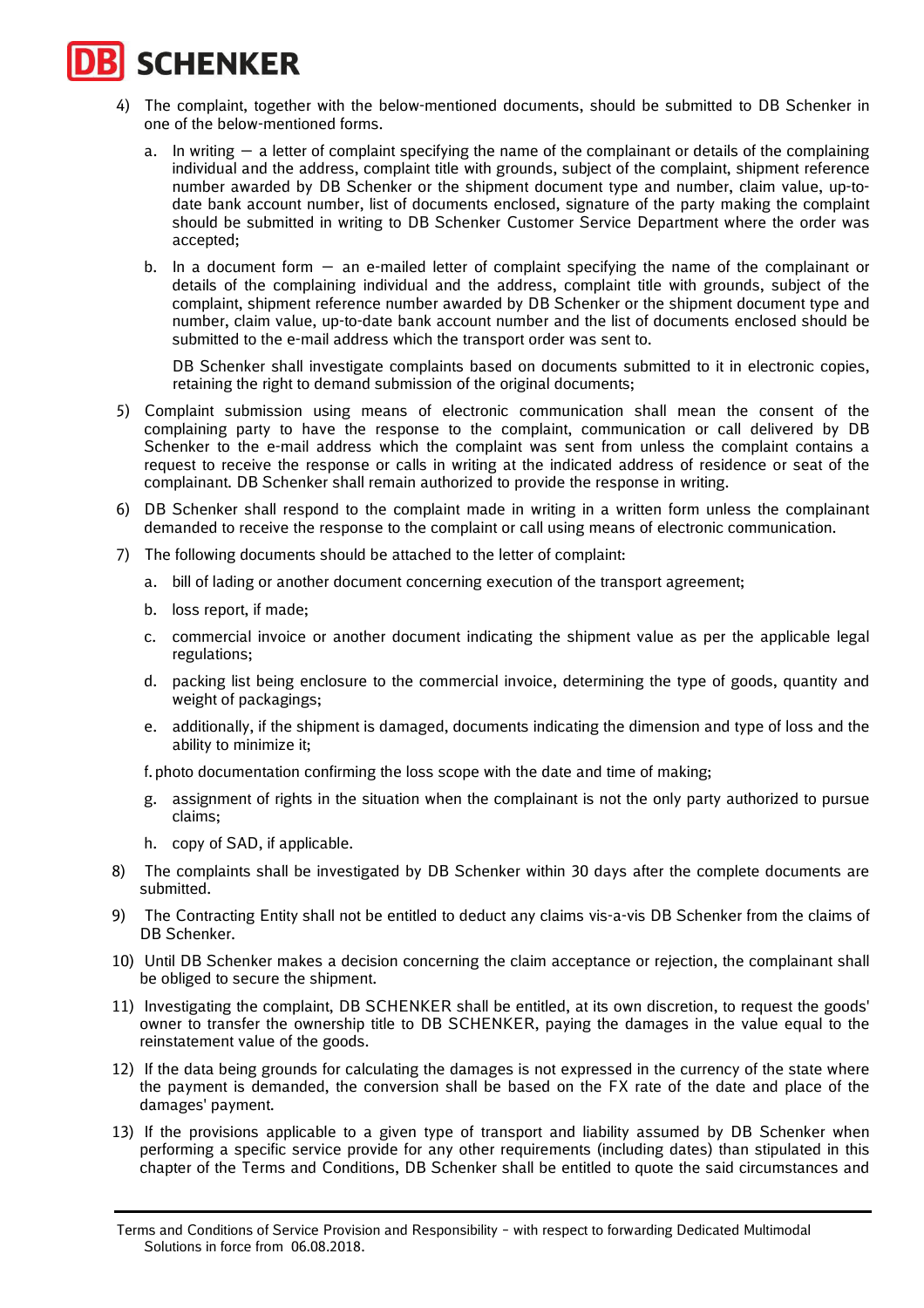4) The complaint, together with the below-mentioned documents, should be submitted to DB Schenker in one of the below-mentioned forms.

   a. In writing – a letter of complaint specifying the name of the complainant or details of the complaining individual and the address, complaint title with grounds, subject of the complaint, shipment reference number awarded by DB Schenker or the shipment document type and number, claim value, up-to-date bank account number, list of documents enclosed, signature of the party making the complaint should be submitted in writing to DB Schenker Customer Service Department where the order was accepted;

   b. In a document form – an e-mailed letter of complaint specifying the name of the complainant or details of the complaining individual and the address, complaint title with grounds, subject of the complaint, shipment reference number awarded by DB Schenker or the shipment document type and number, claim value, up-to-date bank account number and the list of documents enclosed should be submitted to the e-mail address which the transport order was sent to.

   DB Schenker shall investigate complaints based on documents submitted to it in electronic copies, retaining the right to demand submission of the original documents;

5) Complaint submission using means of electronic communication shall mean the consent of the complaining party to have the response to the complaint, communication or call delivered by DB Schenker to the e-mail address which the complaint was sent from unless the complaint contains a request to receive the response or calls in writing at the indicated address of residence or seat of the complainant. DB Schenker shall remain authorized to provide the response in writing.

6) DB Schenker shall respond to the complaint made in writing in a written form unless the complainant demanded to receive the response to the complaint or call using means of electronic communication.

7) The following documents should be attached to the letter of complaint:

   a. bill of lading or another document concerning execution of the transport agreement;

   b. loss report, if made;

   c. commercial invoice or another document indicating the shipment value as per the applicable legal regulations;

   d. packing list being enclosure to the commercial invoice, determining the type of goods, quantity and weight of packagings;

   e. additionally, if the shipment is damaged, documents indicating the dimension and type of loss and the ability to minimize it;

   f. photo documentation confirming the loss scope with the date and time of making;

   g. assignment of rights in the situation when the complainant is not the only party authorized to pursue claims;

   h. copy of SAD, if applicable.

8) The complaints shall be investigated by DB Schenker within 30 days after the complete documents are submitted.

9) The Contracting Entity shall not be entitled to deduct any claims vis-a-vis DB Schenker from the claims of DB Schenker.

10) Until DB Schenker makes a decision concerning the claim acceptance or rejection, the complainant shall be obliged to secure the shipment.

11) Investigating the complaint, DB SCHENKER shall be entitled, at its own discretion, to request the goods' owner to transfer the ownership title to DB SCHENKER, paying the damages in the value equal to the reinstatement value of the goods.

12) If the data being grounds for calculating the damages is not expressed in the currency of the state where the payment is demanded, the conversion shall be based on the FX rate of the date and place of the damages' payment.

13) If the provisions applicable to a given type of transport and liability assumed by DB Schenker when performing a specific service provide for any other requirements (including dates) than stipulated in this chapter of the Terms and Conditions, DB Schenker shall be entitled to quote the said circumstances and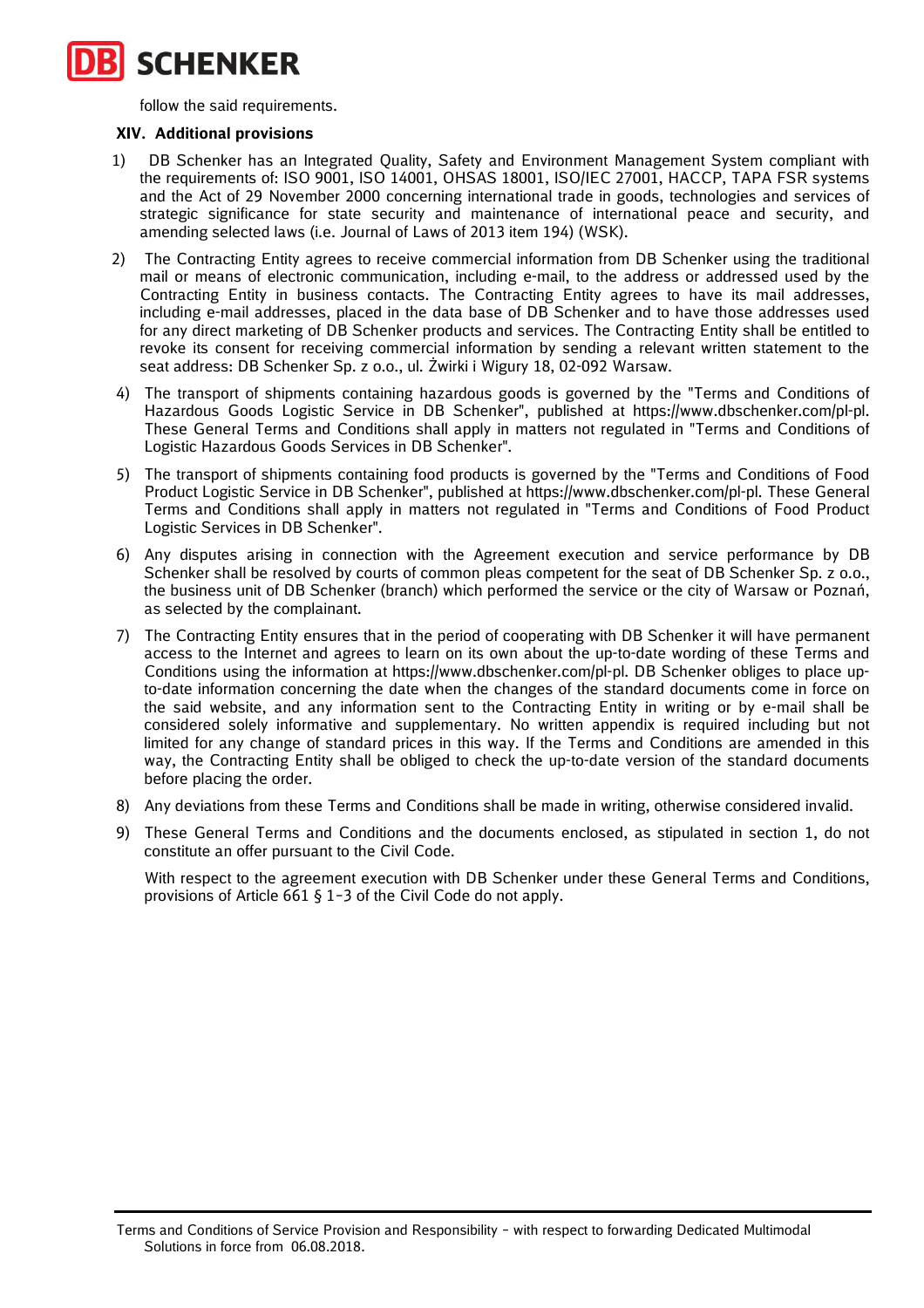follow the said requirements.

**XIV. Additional provisions**

1) DB Schenker has an Integrated Quality, Safety and Environment Management System compliant with the requirements of: ISO 9001, ISO 14001, OHSAS 18001, ISO/IEC 27001, HACCP, TAPA FSR systems and the Act of 29 November 2000 concerning international trade in goods, technologies and services of strategic significance for state security and maintenance of international peace and security, and amending selected laws (i.e. Journal of Laws of 2013 item 194) (WSK).

2) The Contracting Entity agrees to receive commercial information from DB Schenker using the traditional mail or means of electronic communication, including e-mail, to the address or addressed used by the Contracting Entity in business contacts. The Contracting Entity agrees to have its mail addresses, including e-mail addresses, placed in the data base of DB Schenker and to have those addresses used for any direct marketing of DB Schenker products and services. The Contracting Entity shall be entitled to revoke its consent for receiving commercial information by sending a relevant written statement to the seat address: DB Schenker Sp. z o.o., ul. Żwirki i Wigury 18, 02-092 Warsaw.

4) The transport of shipments containing hazardous goods is governed by the "Terms and Conditions of Hazardous Goods Logistic Service in DB Schenker", published at https://www.dbschenker.com/pl-pl. These General Terms and Conditions shall apply in matters not regulated in "Terms and Conditions of Logistic Hazardous Goods Services in DB Schenker".

5) The transport of shipments containing food products is governed by the "Terms and Conditions of Food Product Logistic Service in DB Schenker", published at https://www.dbschenker.com/pl-pl. These General Terms and Conditions shall apply in matters not regulated in "Terms and Conditions of Food Product Logistic Services in DB Schenker".

6) Any disputes arising in connection with the Agreement execution and service performance by DB Schenker shall be resolved by courts of common pleas competent for the seat of DB Schenker Sp. z o.o., the business unit of DB Schenker (branch) which performed the service or the city of Warsaw or Poznań, as selected by the complainant.

7) The Contracting Entity ensures that in the period of cooperating with DB Schenker it will have permanent access to the Internet and agrees to learn on its own about the up-to-date wording of these Terms and Conditions using the information at https://www.dbschenker.com/pl-pl. DB Schenker obliges to place up-to-date information concerning the date when the changes of the standard documents come in force on the said website, and any information sent to the Contracting Entity in writing or by e-mail shall be considered solely informative and supplementary. No written appendix is required including but not limited for any change of standard prices in this way. If the Terms and Conditions are amended in this way, the Contracting Entity shall be obliged to check the up-to-date version of the standard documents before placing the order.

8) Any deviations from these Terms and Conditions shall be made in writing, otherwise considered invalid.

9) These General Terms and Conditions and the documents enclosed, as stipulated in section 1, do not constitute an offer pursuant to the Civil Code.

   With respect to the agreement execution with DB Schenker under these General Terms and Conditions, provisions of Article 661 § 1-3 of the Civil Code do not apply.